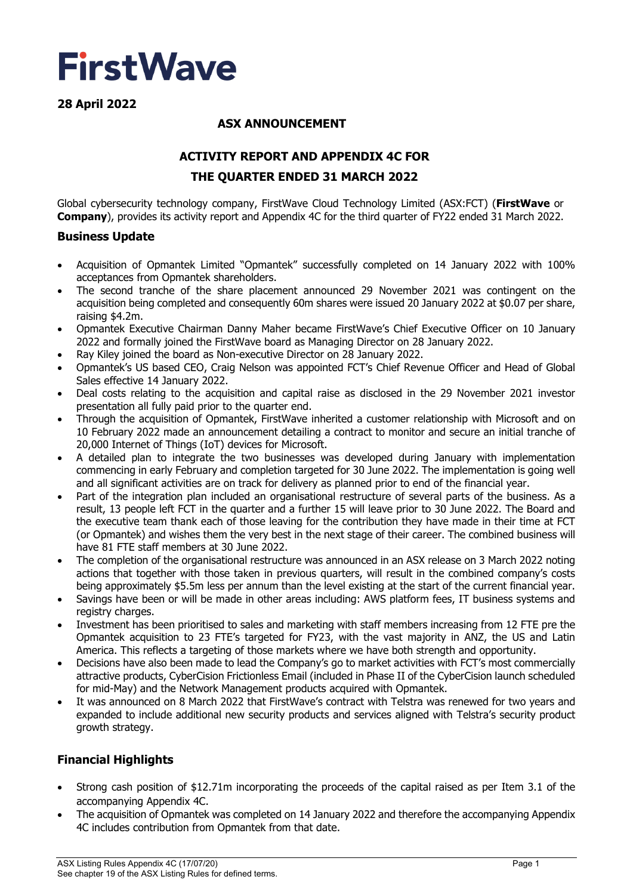# FirstWave

**28 April 2022**

**ASX ANNOUNCEMENT**

**ACTIVITY REPORT AND APPENDIX 4C FOR THE QUARTER ENDED 31 MARCH 2022**

Global cybersecurity technology company, FirstWave Cloud Technology Limited (ASX:FCT) (**FirstWave** or **Company**), provides its activity report and Appendix 4C for the third quarter of FY22 ended 31 March 2022.

## Business Update

- Acquisition of Opmantek Limited "Opmantek" successfully completed on 14 January 2022 with 100% acceptances from Opmantek shareholders.
- The second tranche of the share placement announced 29 November 2021 was contingent on the acquisition being completed and consequently 60m shares were issued 20 January 2022 at $0.07 per share, raising $4.2m.
- Opmantek Executive Chairman Danny Maher became FirstWave's Chief Executive Officer on 10 January 2022 and formally joined the FirstWave board as Managing Director on 28 January 2022.
- Ray Kiley joined the board as Non-executive Director on 28 January 2022.
- Opmantek's US based CEO, Craig Nelson was appointed FCT's Chief Revenue Officer and Head of Global Sales effective 14 January 2022.
- Deal costs relating to the acquisition and capital raise as disclosed in the 29 November 2021 investor presentation all fully paid prior to the quarter end.
- Through the acquisition of Opmantek, FirstWave inherited a customer relationship with Microsoft and on 10 February 2022 made an announcement detailing a contract to monitor and secure an initial tranche of 20,000 Internet of Things (IoT) devices for Microsoft.
- A detailed plan to integrate the two businesses was developed during January with implementation commencing in early February and completion targeted for 30 June 2022. The implementation is going well and all significant activities are on track for delivery as planned prior to end of the financial year.
- Part of the integration plan included an organisational restructure of several parts of the business. As a result, 13 people left FCT in the quarter and a further 15 will leave prior to 30 June 2022. The Board and the executive team thank each of those leaving for the contribution they have made in their time at FCT (or Opmantek) and wishes them the very best in the next stage of their career. The combined business will have 81 FTE staff members at 30 June 2022.
- The completion of the organisational restructure was announced in an ASX release on 3 March 2022 noting actions that together with those taken in previous quarters, will result in the combined company's costs being approximately $5.5m less per annum than the level existing at the start of the current financial year.
- Savings have been or will be made in other areas including: AWS platform fees, IT business systems and registry charges.
- Investment has been prioritised to sales and marketing with staff members increasing from 12 FTE pre the Opmantek acquisition to 23 FTE's targeted for FY23, with the vast majority in ANZ, the US and Latin America. This reflects a targeting of those markets where we have both strength and opportunity.
- Decisions have also been made to lead the Company's go to market activities with FCT's most commercially attractive products, CyberCision Frictionless Email (included in Phase II of the CyberCision launch scheduled for mid-May) and the Network Management products acquired with Opmantek.
- It was announced on 8 March 2022 that FirstWave's contract with Telstra was renewed for two years and expanded to include additional new security products and services aligned with Telstra's security product growth strategy.

## Financial Highlights

- Strong cash position of $12.71m incorporating the proceeds of the capital raised as per Item 3.1 of the accompanying Appendix 4C.
- The acquisition of Opmantek was completed on 14 January 2022 and therefore the accompanying Appendix 4C includes contribution from Opmantek from that date.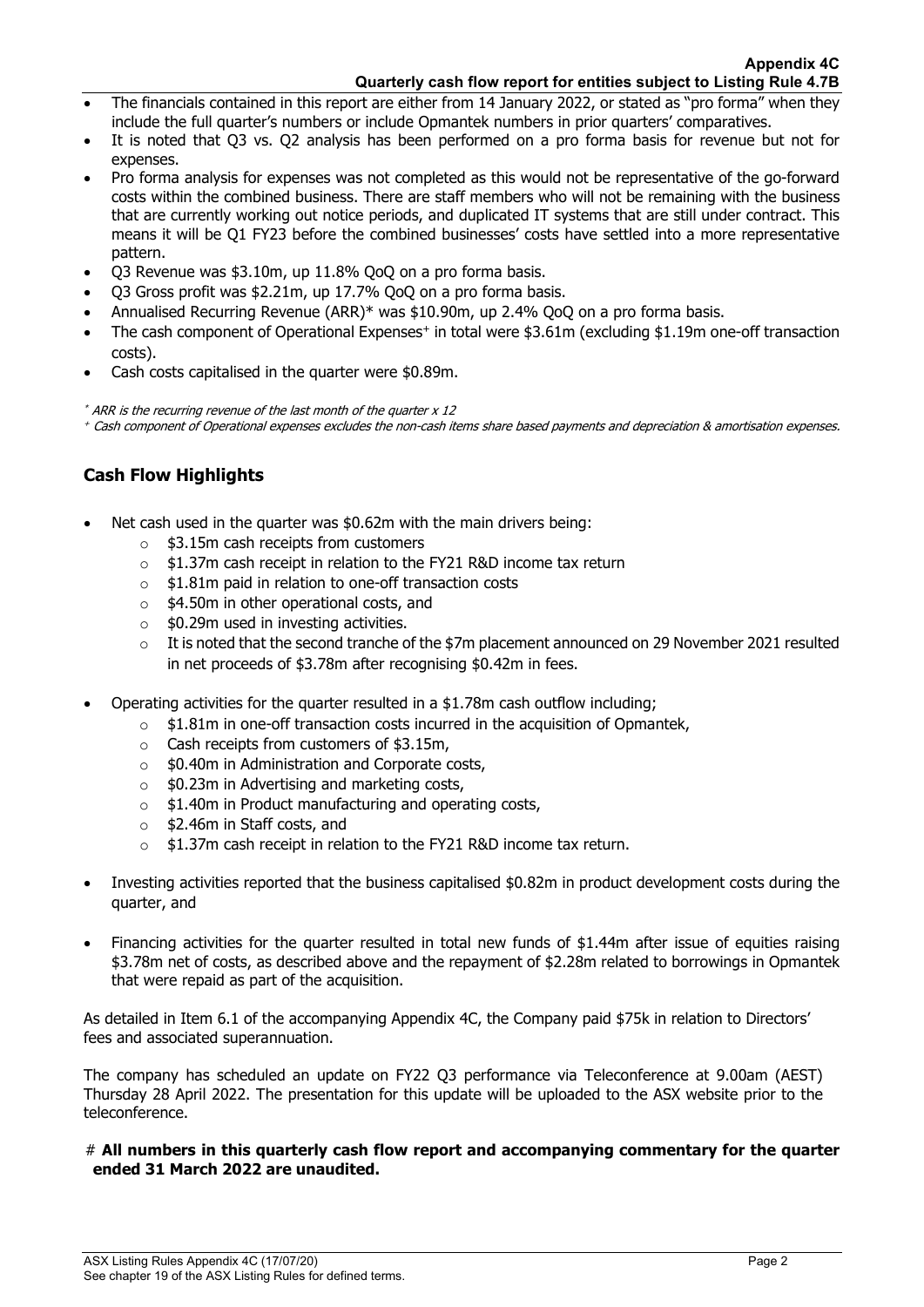- The financials contained in this report are either from 14 January 2022, or stated as "pro forma" when they include the full quarter's numbers or include Opmantek numbers in prior quarters' comparatives.
- It is noted that Q3 vs. Q2 analysis has been performed on a pro forma basis for revenue but not for expenses.
- Pro forma analysis for expenses was not completed as this would not be representative of the go-forward costs within the combined business. There are staff members who will not be remaining with the business that are currently working out notice periods, and duplicated IT systems that are still under contract. This means it will be Q1 FY23 before the combined businesses' costs have settled into a more representative pattern.
- Q3 Revenue was $3.10m, up 11.8% QoQ on a pro forma basis.
- Q3 Gross profit was $2.21m, up 17.7% QoQ on a pro forma basis.
- Annualised Recurring Revenue (ARR)* was $10.90m, up 2.4% QoQ on a pro forma basis.
- The cash component of Operational Expenses+ in total were $3.61m (excluding $1.19m one-off transaction costs).
- Cash costs capitalised in the quarter were $0.89m.

*\* ARR is the recurring revenue of the last month of the quarter x 12*

*+ Cash component of Operational expenses excludes the non-cash items share based payments and depreciation & amortisation expenses.*

## Cash Flow Highlights

- Net cash used in the quarter was $0.62m with the main drivers being:
  - $3.15m cash receipts from customers
  - $1.37m cash receipt in relation to the FY21 R&D income tax return
  - $1.81m paid in relation to one-off transaction costs
  - $4.50m in other operational costs, and
  - $0.29m used in investing activities.
  - It is noted that the second tranche of the $7m placement announced on 29 November 2021 resulted in net proceeds of $3.78m after recognising $0.42m in fees.
- Operating activities for the quarter resulted in a $1.78m cash outflow including;
  - $1.81m in one-off transaction costs incurred in the acquisition of Opmantek,
  - Cash receipts from customers of $3.15m,
  - $0.40m in Administration and Corporate costs,
  - $0.23m in Advertising and marketing costs,
  - $1.40m in Product manufacturing and operating costs,
  - $2.46m in Staff costs, and
  - $1.37m cash receipt in relation to the FY21 R&D income tax return.
- Investing activities reported that the business capitalised $0.82m in product development costs during the quarter, and
- Financing activities for the quarter resulted in total new funds of $1.44m after issue of equities raising $3.78m net of costs, as described above and the repayment of $2.28m related to borrowings in Opmantek that were repaid as part of the acquisition.

As detailed in Item 6.1 of the accompanying Appendix 4C, the Company paid $75k in relation to Directors' fees and associated superannuation.

The company has scheduled an update on FY22 Q3 performance via Teleconference at 9.00am (AEST) Thursday 28 April 2022. The presentation for this update will be uploaded to the ASX website prior to the teleconference.

# **All numbers in this quarterly cash flow report and accompanying commentary for the quarter ended 31 March 2022 are unaudited.**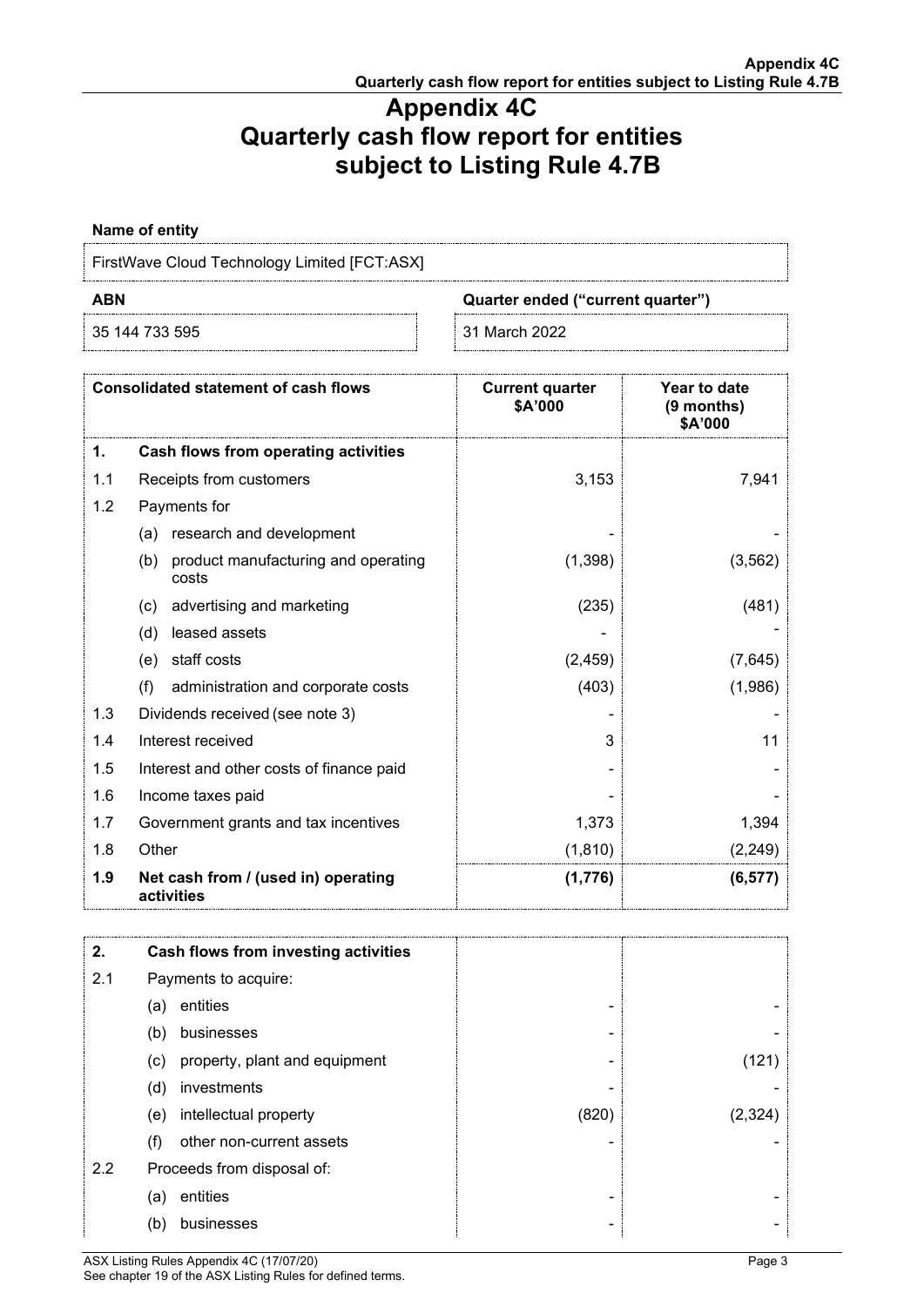# Appendix 4C
# Quarterly cash flow report for entities subject to Listing Rule 4.7B

**Name of entity**

FirstWave Cloud Technology Limited [FCT:ASX]

| ABN | Quarter ended ("current quarter") |
|---|---|
| 35 144 733 595 | 31 March 2022 |

| | Consolidated statement of cash flows | Current quarter $A'000 | Year to date (9 months) $A'000 |
|---|---|---|---|
| **1.** | **Cash flows from operating activities** | | |
| 1.1 | Receipts from customers | 3,153 | 7,941 |
| 1.2 | Payments for | | |
| | (a) research and development | - | - |
| | (b) product manufacturing and operating costs | (1,398) | (3,562) |
| | (c) advertising and marketing | (235) | (481) |
| | (d) leased assets | - | - |
| | (e) staff costs | (2,459) | (7,645) |
| | (f) administration and corporate costs | (403) | (1,986) |
| 1.3 | Dividends received (see note 3) | - | - |
| 1.4 | Interest received | 3 | 11 |
| 1.5 | Interest and other costs of finance paid | - | - |
| 1.6 | Income taxes paid | - | - |
| 1.7 | Government grants and tax incentives | 1,373 | 1,394 |
| 1.8 | Other | (1,810) | (2,249) |
| **1.9** | **Net cash from / (used in) operating activities** | **(1,776)** | **(6,577)** |

| | | | |
|---|---|---|---|
| **2.** | **Cash flows from investing activities** | | |
| 2.1 | Payments to acquire: | | |
| | (a) entities | - | - |
| | (b) businesses | - | - |
| | (c) property, plant and equipment | - | (121) |
| | (d) investments | - | - |
| | (e) intellectual property | (820) | (2,324) |
| | (f) other non-current assets | - | - |
| 2.2 | Proceeds from disposal of: | | |
| | (a) entities | - | - |
| | (b) businesses | - | - |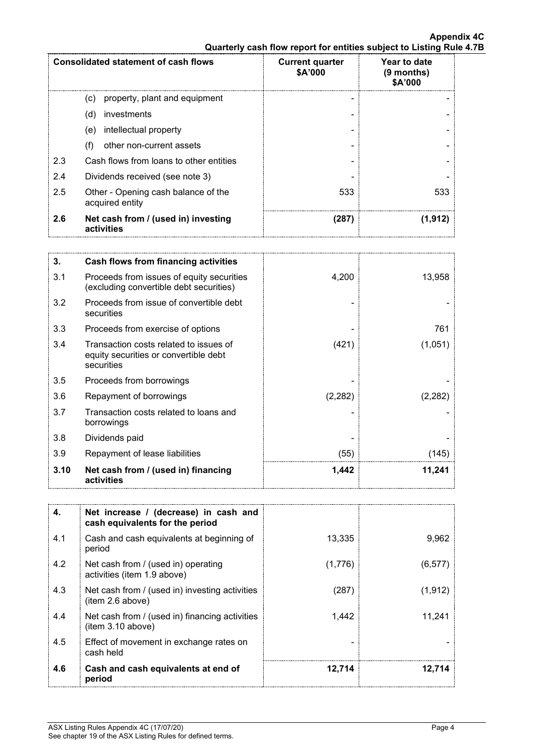| Consolidated statement of cash flows | | Current quarter $A'000 | Year to date (9 months) $A'000 |
|---|---|---|---|
| | (c) property, plant and equipment | - | - |
| | (d) investments | - | - |
| | (e) intellectual property | - | - |
| | (f) other non-current assets | - | - |
| 2.3 | Cash flows from loans to other entities | - | - |
| 2.4 | Dividends received (see note 3) | - | - |
| 2.5 | Other - Opening cash balance of the acquired entity | 533 | 533 |
| **2.6** | **Net cash from / (used in) investing activities** | **(287)** | **(1,912)** |

| | | | |
|---|---|---|---|
| **3.** | **Cash flows from financing activities** | | |
| 3.1 | Proceeds from issues of equity securities (excluding convertible debt securities) | 4,200 | 13,958 |
| 3.2 | Proceeds from issue of convertible debt securities | - | - |
| 3.3 | Proceeds from exercise of options | - | 761 |
| 3.4 | Transaction costs related to issues of equity securities or convertible debt securities | (421) | (1,051) |
| 3.5 | Proceeds from borrowings | - | - |
| 3.6 | Repayment of borrowings | (2,282) | (2,282) |
| 3.7 | Transaction costs related to loans and borrowings | - | - |
| 3.8 | Dividends paid | - | - |
| 3.9 | Repayment of lease liabilities | (55) | (145) |
| **3.10** | **Net cash from / (used in) financing activities** | **1,442** | **11,241** |

| | | | |
|---|---|---|---|
| **4.** | **Net increase / (decrease) in cash and cash equivalents for the period** | | |
| 4.1 | Cash and cash equivalents at beginning of period | 13,335 | 9,962 |
| 4.2 | Net cash from / (used in) operating activities (item 1.9 above) | (1,776) | (6,577) |
| 4.3 | Net cash from / (used in) investing activities (item 2.6 above) | (287) | (1,912) |
| 4.4 | Net cash from / (used in) financing activities (item 3.10 above) | 1,442 | 11,241 |
| 4.5 | Effect of movement in exchange rates on cash held | - | - |
| **4.6** | **Cash and cash equivalents at end of period** | **12,714** | **12,714** |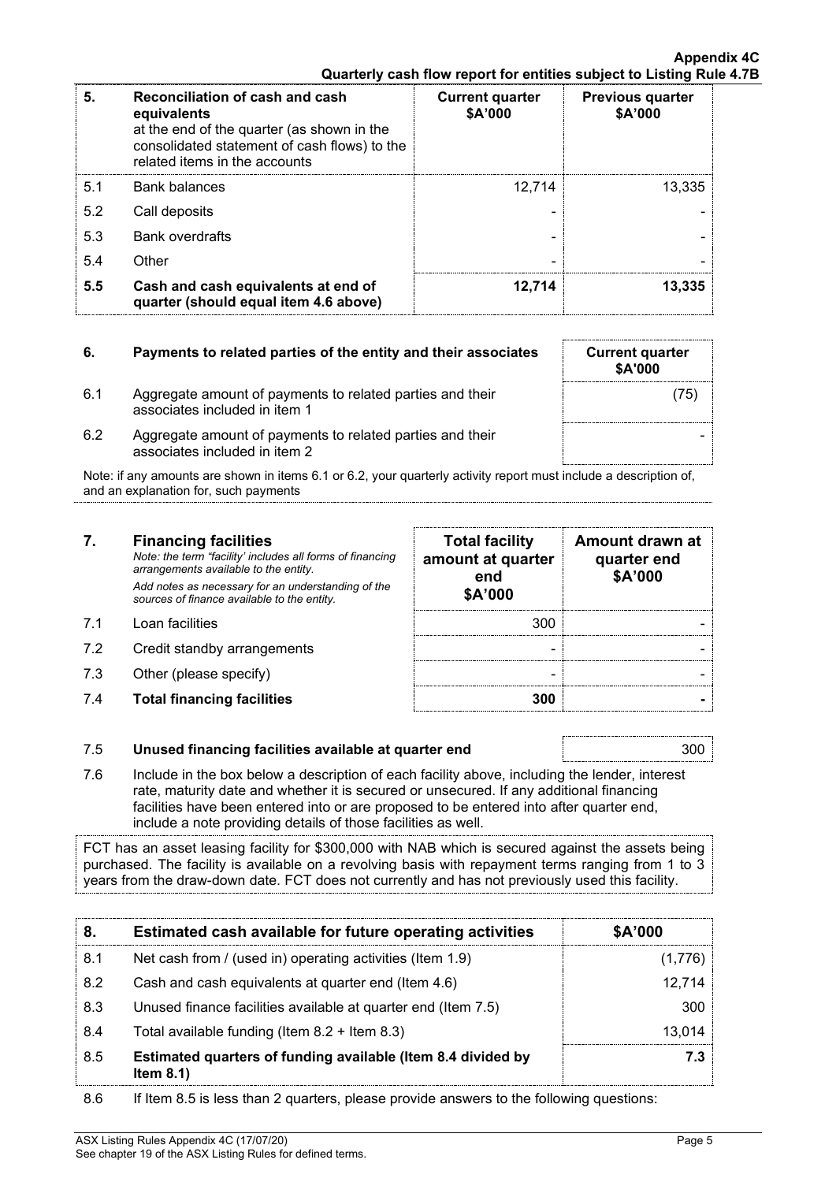| 5. | Reconciliation of cash and cash equivalents at the end of the quarter (as shown in the consolidated statement of cash flows) to the related items in the accounts | Current quarter $A'000 | Previous quarter $A'000 |
|---|---|---|---|
| 5.1 | Bank balances | 12,714 | 13,335 |
| 5.2 | Call deposits | - | - |
| 5.3 | Bank overdrafts | - | - |
| 5.4 | Other | - | - |
| **5.5** | **Cash and cash equivalents at end of quarter (should equal item 4.6 above)** | **12,714** | **13,335** |

| 6. | Payments to related parties of the entity and their associates | Current quarter $A'000 |
|---|---|---|
| 6.1 | Aggregate amount of payments to related parties and their associates included in item 1 | (75) |
| 6.2 | Aggregate amount of payments to related parties and their associates included in item 2 | - |

Note: if any amounts are shown in items 6.1 or 6.2, your quarterly activity report must include a description of, and an explanation for, such payments

| 7. | **Financing facilities** *Note: the term "facility' includes all forms of financing arrangements available to the entity.* *Add notes as necessary for an understanding of the sources of finance available to the entity.* | Total facility amount at quarter end $A'000 | Amount drawn at quarter end $A'000 |
|---|---|---|---|
| 7.1 | Loan facilities | 300 | - |
| 7.2 | Credit standby arrangements | - | - |
| 7.3 | Other (please specify) | - | - |
| 7.4 | **Total financing facilities** | **300** | **-** |

| 7.5 | **Unused financing facilities available at quarter end** | 300 |
|---|---|---|

7.6 Include in the box below a description of each facility above, including the lender, interest rate, maturity date and whether it is secured or unsecured. If any additional financing facilities have been entered into or are proposed to be entered into after quarter end, include a note providing details of those facilities as well.

FCT has an asset leasing facility for $300,000 with NAB which is secured against the assets being purchased. The facility is available on a revolving basis with repayment terms ranging from 1 to 3 years from the draw-down date. FCT does not currently and has not previously used this facility.

| 8. | Estimated cash available for future operating activities | $A'000 |
|---|---|---|
| 8.1 | Net cash from / (used in) operating activities (Item 1.9) | (1,776) |
| 8.2 | Cash and cash equivalents at quarter end (Item 4.6) | 12,714 |
| 8.3 | Unused finance facilities available at quarter end (Item 7.5) | 300 |
| 8.4 | Total available funding (Item 8.2 + Item 8.3) | 13,014 |
| 8.5 | **Estimated quarters of funding available (Item 8.4 divided by Item 8.1)** | **7.3** |

8.6 If Item 8.5 is less than 2 quarters, please provide answers to the following questions: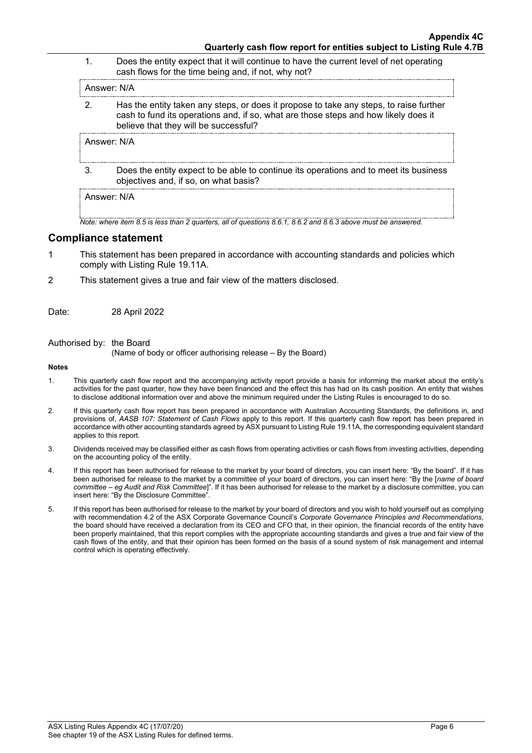1. Does the entity expect that it will continue to have the current level of net operating cash flows for the time being and, if not, why not?

Answer: N/A

2. Has the entity taken any steps, or does it propose to take any steps, to raise further cash to fund its operations and, if so, what are those steps and how likely does it believe that they will be successful?

Answer: N/A

3. Does the entity expect to be able to continue its operations and to meet its business objectives and, if so, on what basis?

Answer: N/A

*Note: where item 8.5 is less than 2 quarters, all of questions 8.6.1, 8.6.2 and 8.6.3 above must be answered.*

## Compliance statement

1 This statement has been prepared in accordance with accounting standards and policies which comply with Listing Rule 19.11A.

2 This statement gives a true and fair view of the matters disclosed.

Date: 28 April 2022

Authorised by: the Board
(Name of body or officer authorising release – By the Board)

**Notes**

1. This quarterly cash flow report and the accompanying activity report provide a basis for informing the market about the entity's activities for the past quarter, how they have been financed and the effect this has had on its cash position. An entity that wishes to disclose additional information over and above the minimum required under the Listing Rules is encouraged to do so.
2. If this quarterly cash flow report has been prepared in accordance with Australian Accounting Standards, the definitions in, and provisions of, *AASB 107: Statement of Cash Flows* apply to this report. If this quarterly cash flow report has been prepared in accordance with other accounting standards agreed by ASX pursuant to Listing Rule 19.11A, the corresponding equivalent standard applies to this report.
3. Dividends received may be classified either as cash flows from operating activities or cash flows from investing activities, depending on the accounting policy of the entity.
4. If this report has been authorised for release to the market by your board of directors, you can insert here: "By the board". If it has been authorised for release to the market by a committee of your board of directors, you can insert here: "By the [*name of board committee – eg Audit and Risk Committee*]". If it has been authorised for release to the market by a disclosure committee, you can insert here: "By the Disclosure Committee".
5. If this report has been authorised for release to the market by your board of directors and you wish to hold yourself out as complying with recommendation 4.2 of the ASX Corporate Governance Council's *Corporate Governance Principles and Recommendations*, the board should have received a declaration from its CEO and CFO that, in their opinion, the financial records of the entity have been properly maintained, that this report complies with the appropriate accounting standards and gives a true and fair view of the cash flows of the entity, and that their opinion has been formed on the basis of a sound system of risk management and internal control which is operating effectively.